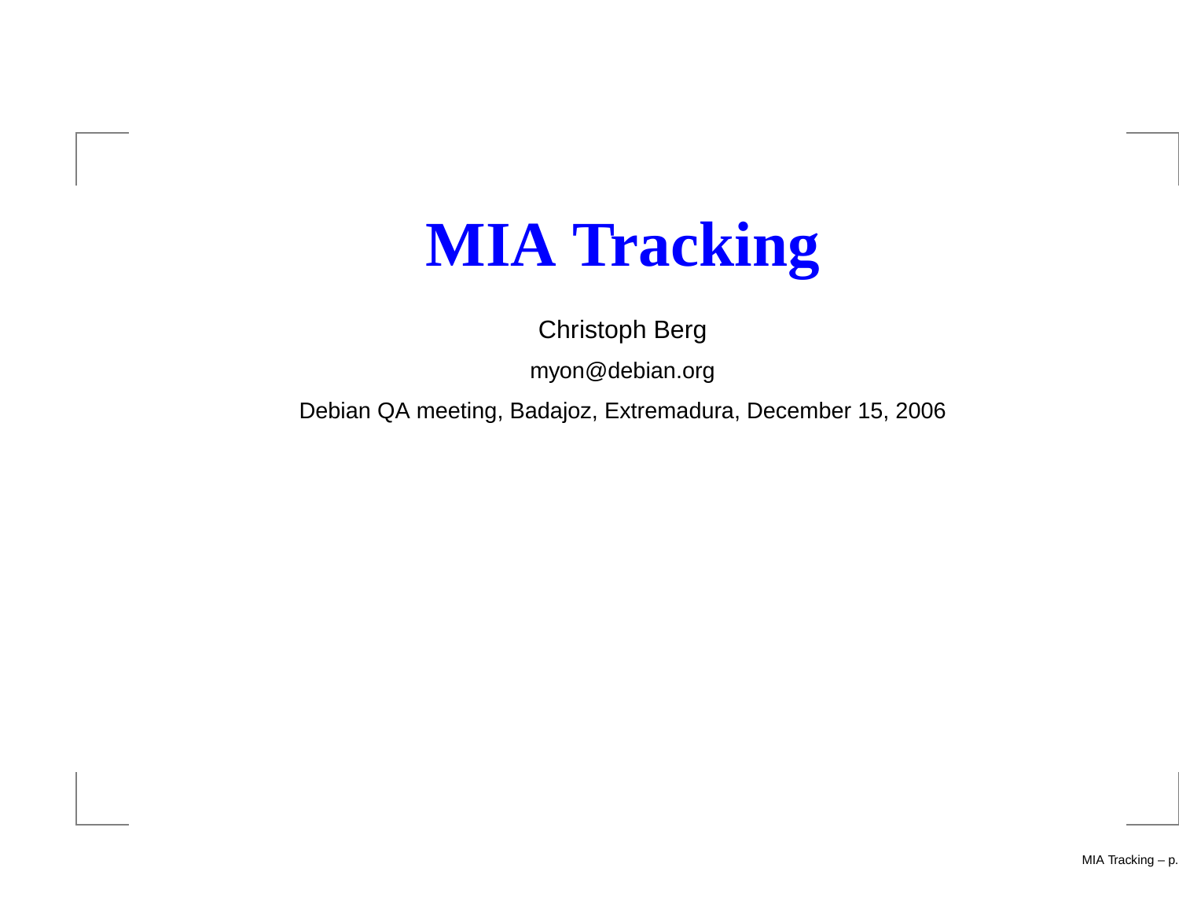# MIA Tracking

Christoph Berg

myon@debian.org

Debian QA meeting, Badajoz, Extremadura, December 15, 2006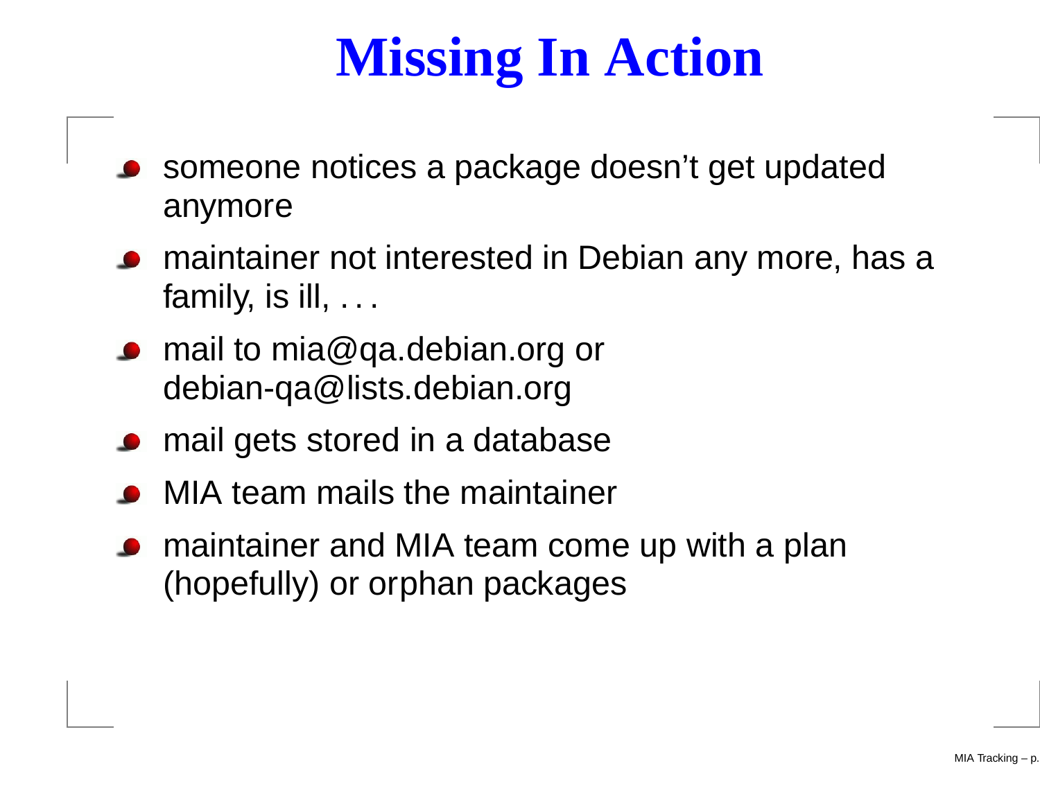# Missing In Action

- someone notices a package doesn't get updated anymore
- maintainer not interested in Debian any more, has a family, is ill, . . .
- mail to mia@qa.debian.org or debian-qa@lists.debian.org
- mail gets stored in a database
- MIA team mails the maintainer
- maintainer and MIA team come up with a plan (hopefully) or orphan packages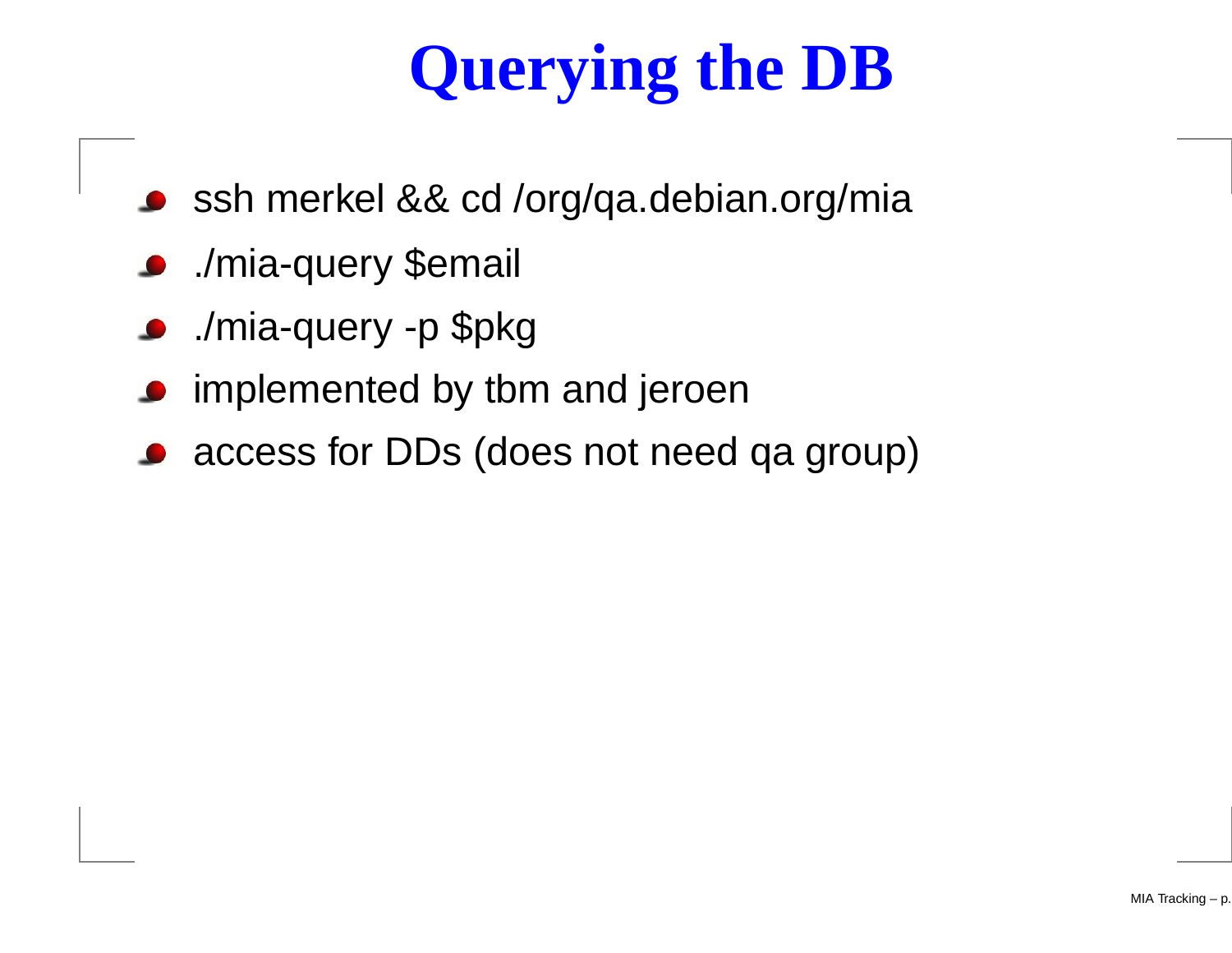# Querying the DB

- ssh merkel && cd /org/qa.debian.org/mia
- ./mia-query $email
- ./mia-query -p $pkg
- implemented by tbm and jeroen
- access for DDs (does not need qa group)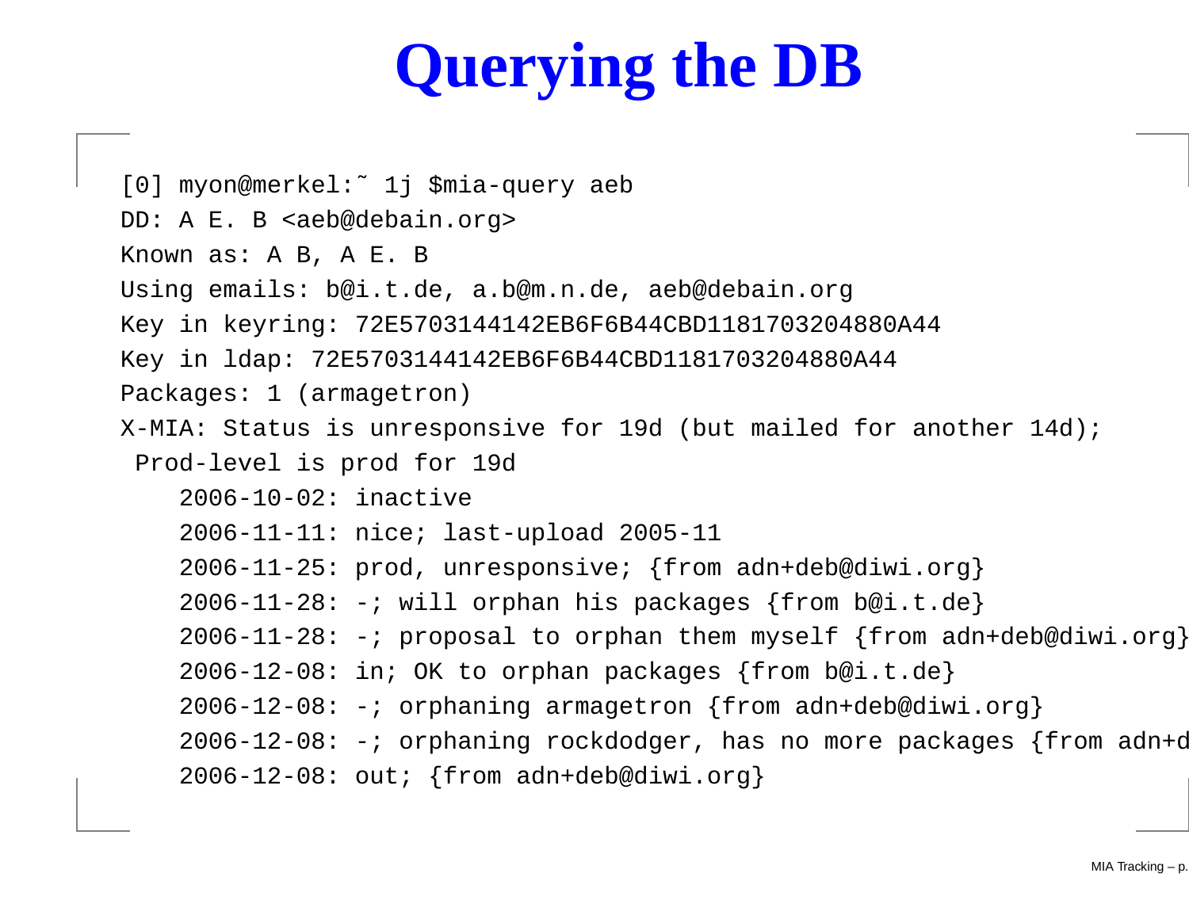# Querying the DB

```
[0] myon@merkel:˜ 1j $mia-query aeb
DD: A E. B <aeb@debain.org>
Known as: A B, A E. B
Using emails: b@i.t.de, a.b@m.n.de, aeb@debain.org
Key in keyring: 72E5703144142EB6F6B44CBD1181703204880A44
Key in ldap: 72E5703144142EB6F6B44CBD1181703204880A44
Packages: 1 (armagetron)
X-MIA: Status is unresponsive for 19d (but mailed for another 14d);
 Prod-level is prod for 19d
    2006-10-02: inactive
    2006-11-11: nice; last-upload 2005-11
    2006-11-25: prod, unresponsive; {from adn+deb@diwi.org}
    2006-11-28: -; will orphan his packages {from b@i.t.de}
    2006-11-28: -; proposal to orphan them myself {from adn+deb@diwi.org}
    2006-12-08: in; OK to orphan packages {from b@i.t.de}
    2006-12-08: -; orphaning armagetron {from adn+deb@diwi.org}
    2006-12-08: -; orphaning rockdodger, has no more packages {from adn+d
    2006-12-08: out; {from adn+deb@diwi.org}
```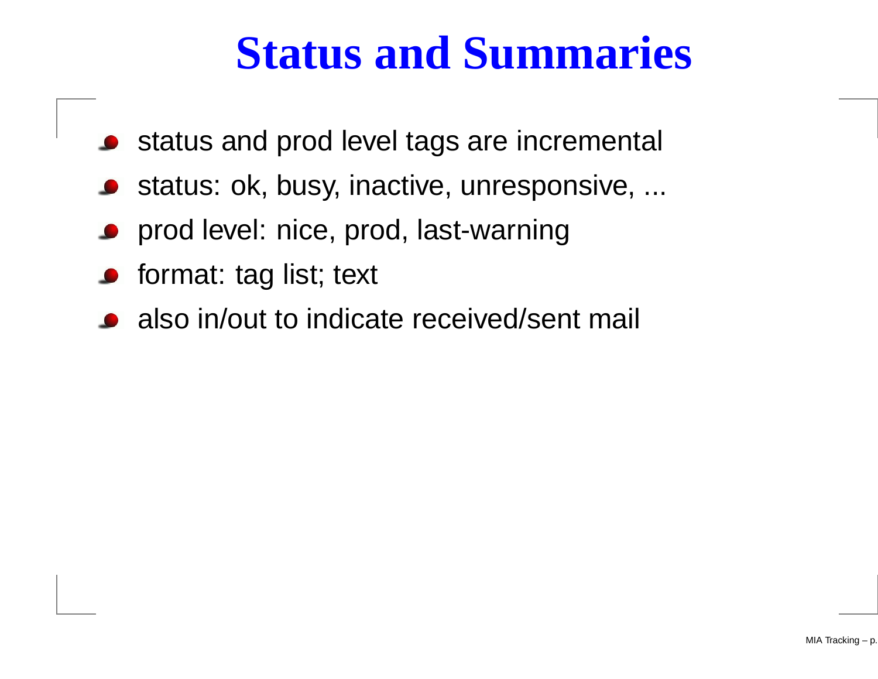# Status and Summaries

- status and prod level tags are incremental
- status: ok, busy, inactive, unresponsive, ...
- prod level: nice, prod, last-warning
- format: tag list; text
- also in/out to indicate received/sent mail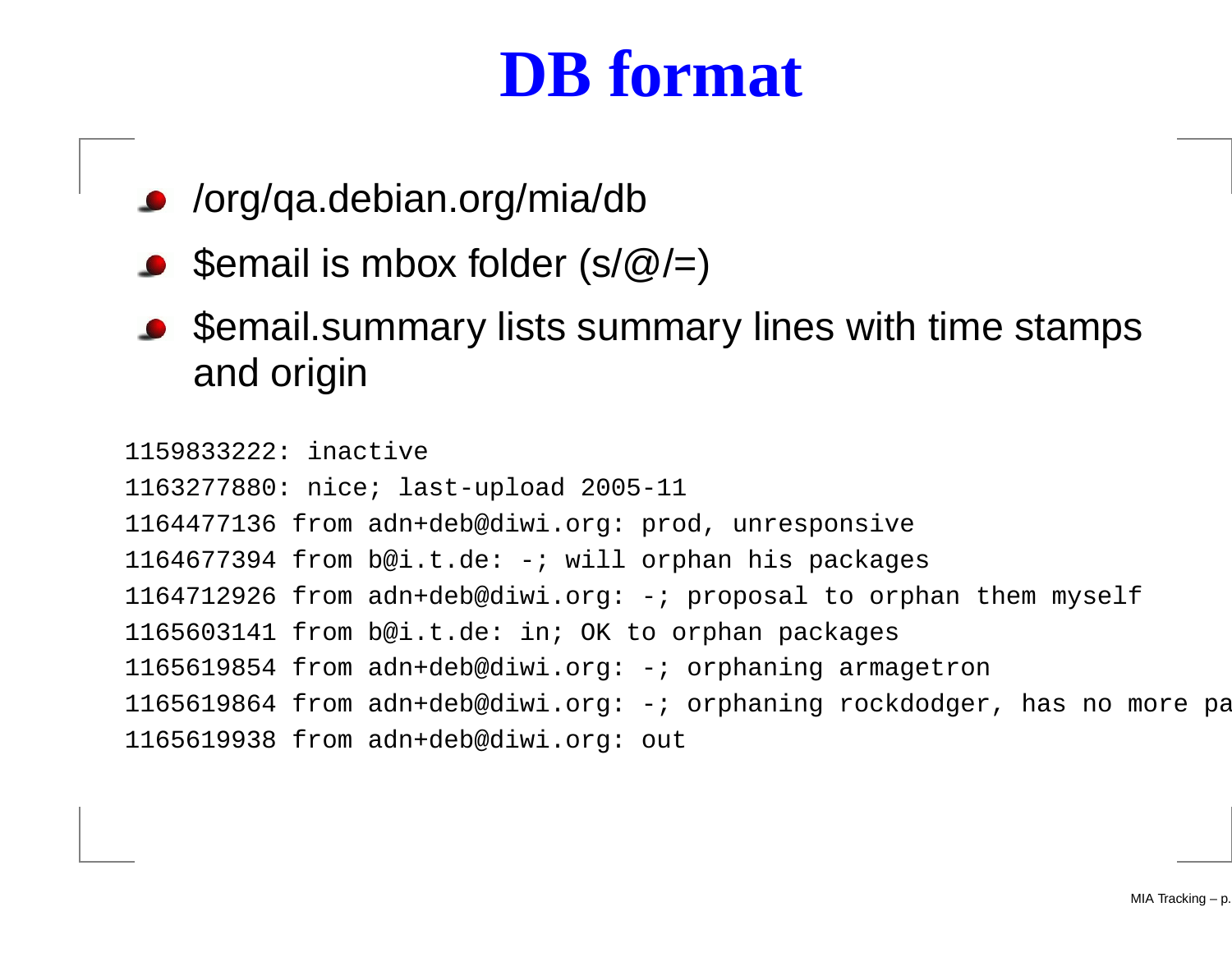# DB format

- /org/qa.debian.org/mia/db
- $email is mbox folder (s/@/=)
- $email.summary lists summary lines with time stamps and origin

```
1159833222: inactive
1163277880: nice; last-upload 2005-11
1164477136 from adn+deb@diwi.org: prod, unresponsive
1164677394 from b@i.t.de: -; will orphan his packages
1164712926 from adn+deb@diwi.org: -; proposal to orphan them myself
1165603141 from b@i.t.de: in; OK to orphan packages
1165619854 from adn+deb@diwi.org: -; orphaning armagetron
1165619864 from adn+deb@diwi.org: -; orphaning rockdodger, has no more pa
1165619938 from adn+deb@diwi.org: out
```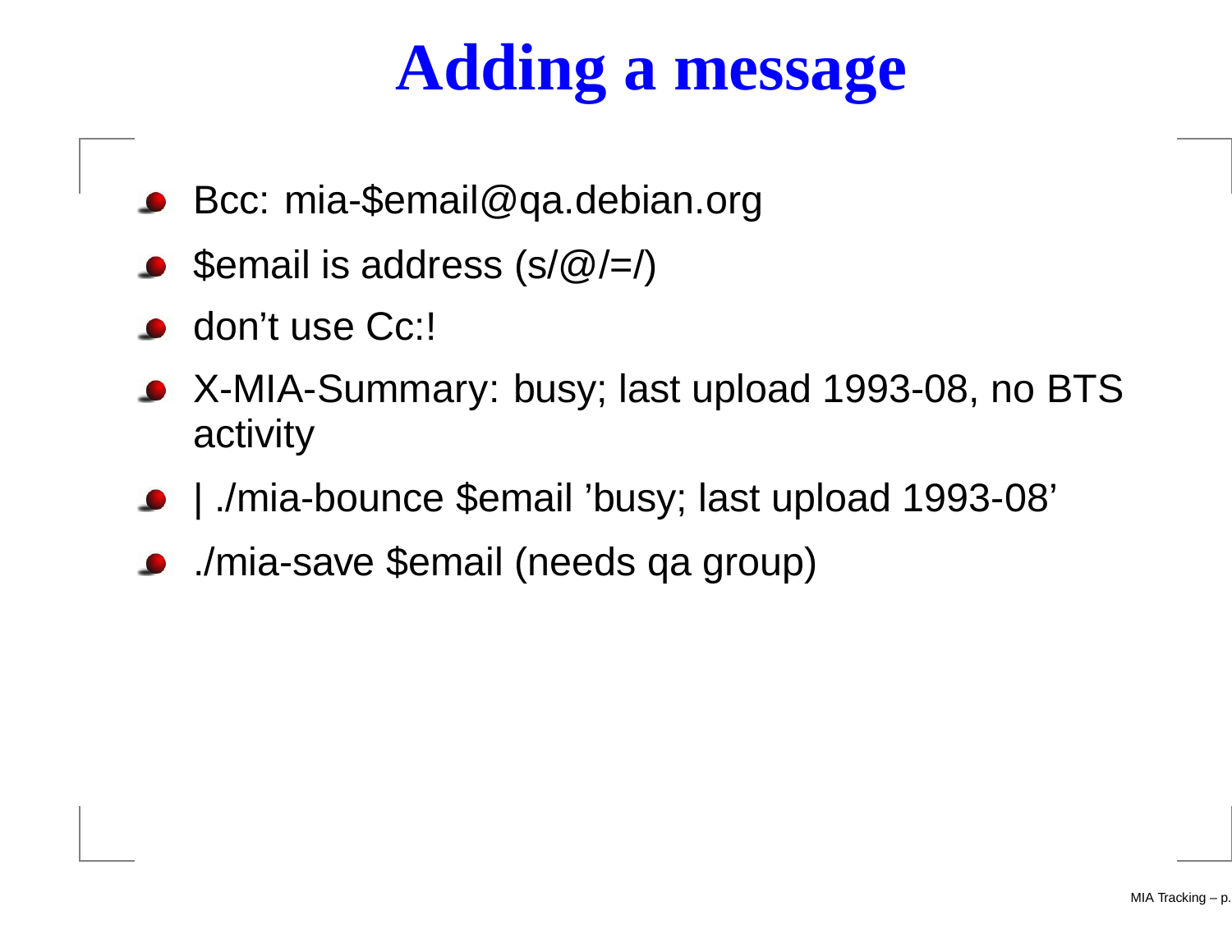# Adding a message

- Bcc: mia-$email@qa.debian.org
- $email is address (s/@/=/)
- don’t use Cc:!
- X-MIA-Summary: busy; last upload 1993-08, no BTS activity
- | ./mia-bounce $email ’busy; last upload 1993-08’
- ./mia-save $email (needs qa group)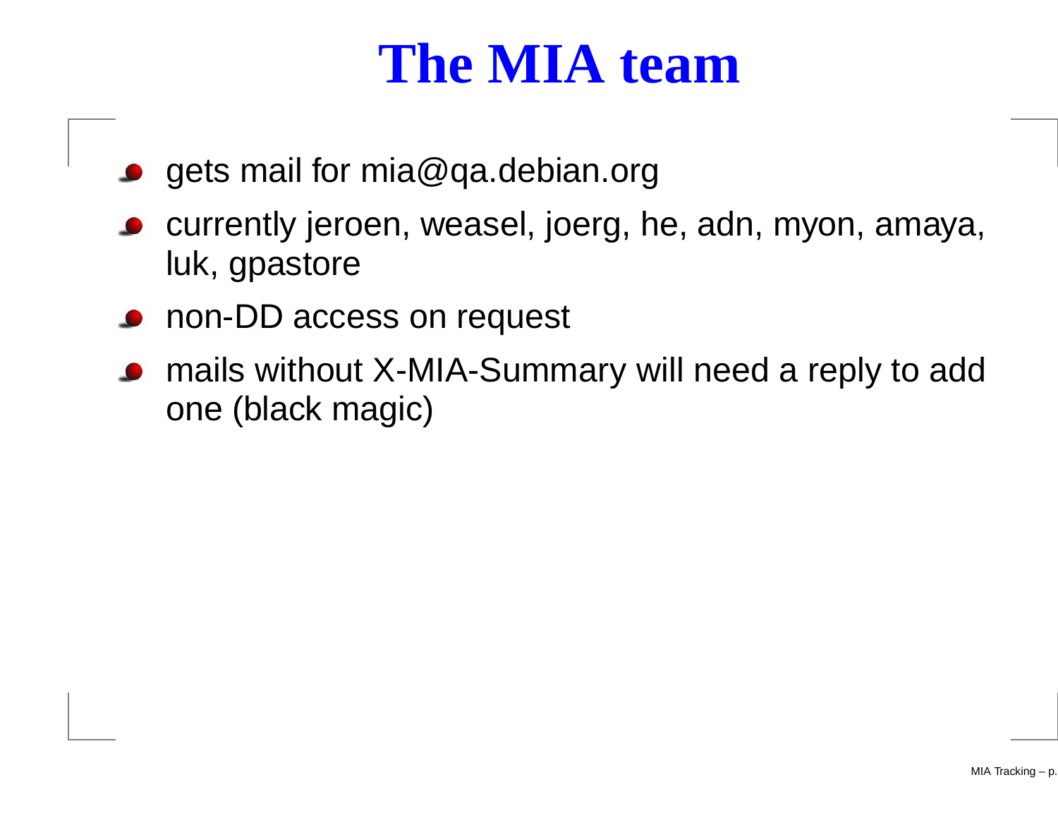# The MIA team

- gets mail for mia@qa.debian.org
- currently jeroen, weasel, joerg, he, adn, myon, amaya, luk, gpastore
- non-DD access on request
- mails without X-MIA-Summary will need a reply to add one (black magic)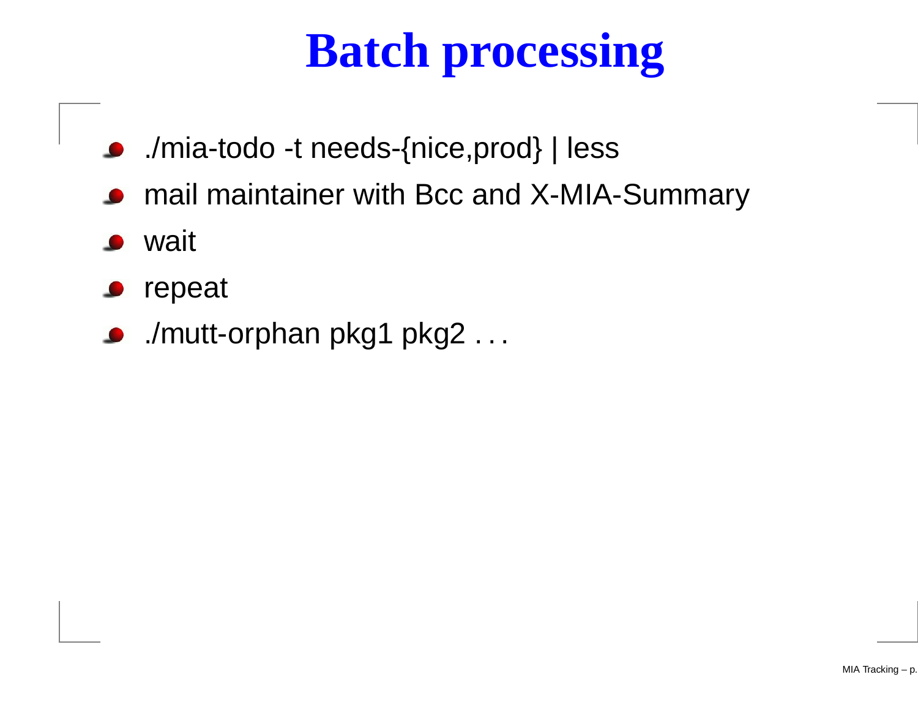# Batch processing

- ./mia-todo -t needs-{nice,prod} | less
- mail maintainer with Bcc and X-MIA-Summary
- wait
- repeat
- ./mutt-orphan pkg1 pkg2 . . .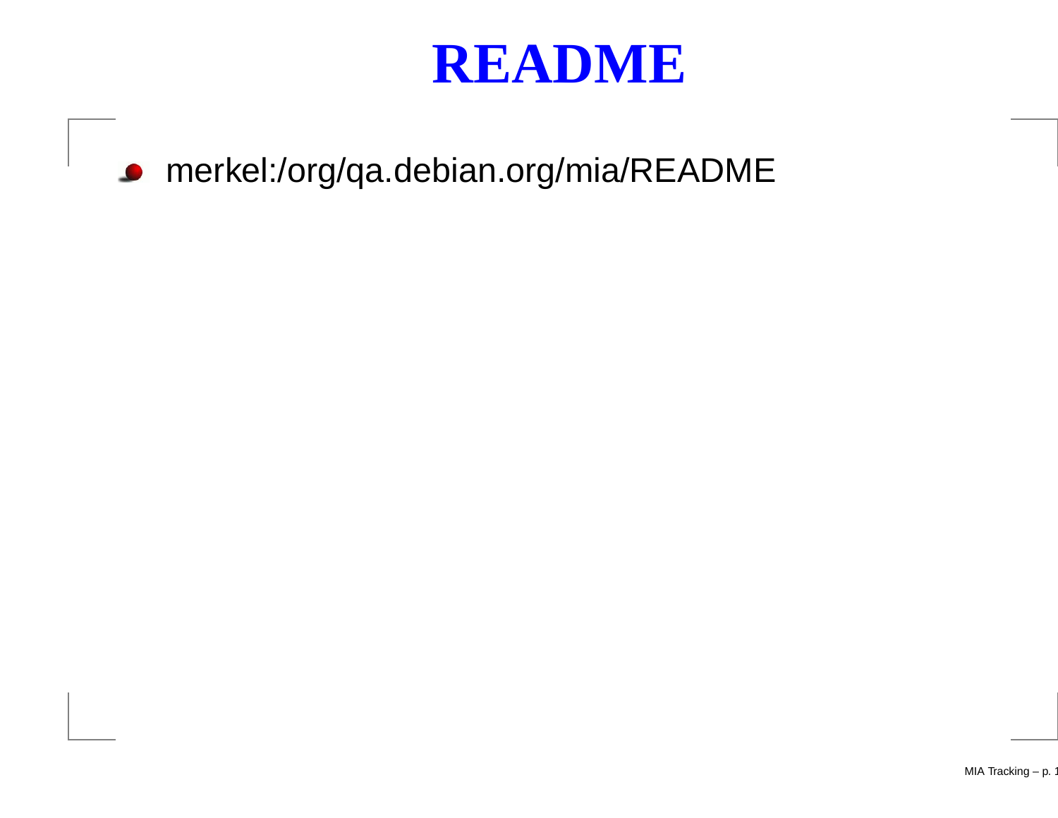# README

- merkel:/org/qa.debian.org/mia/README